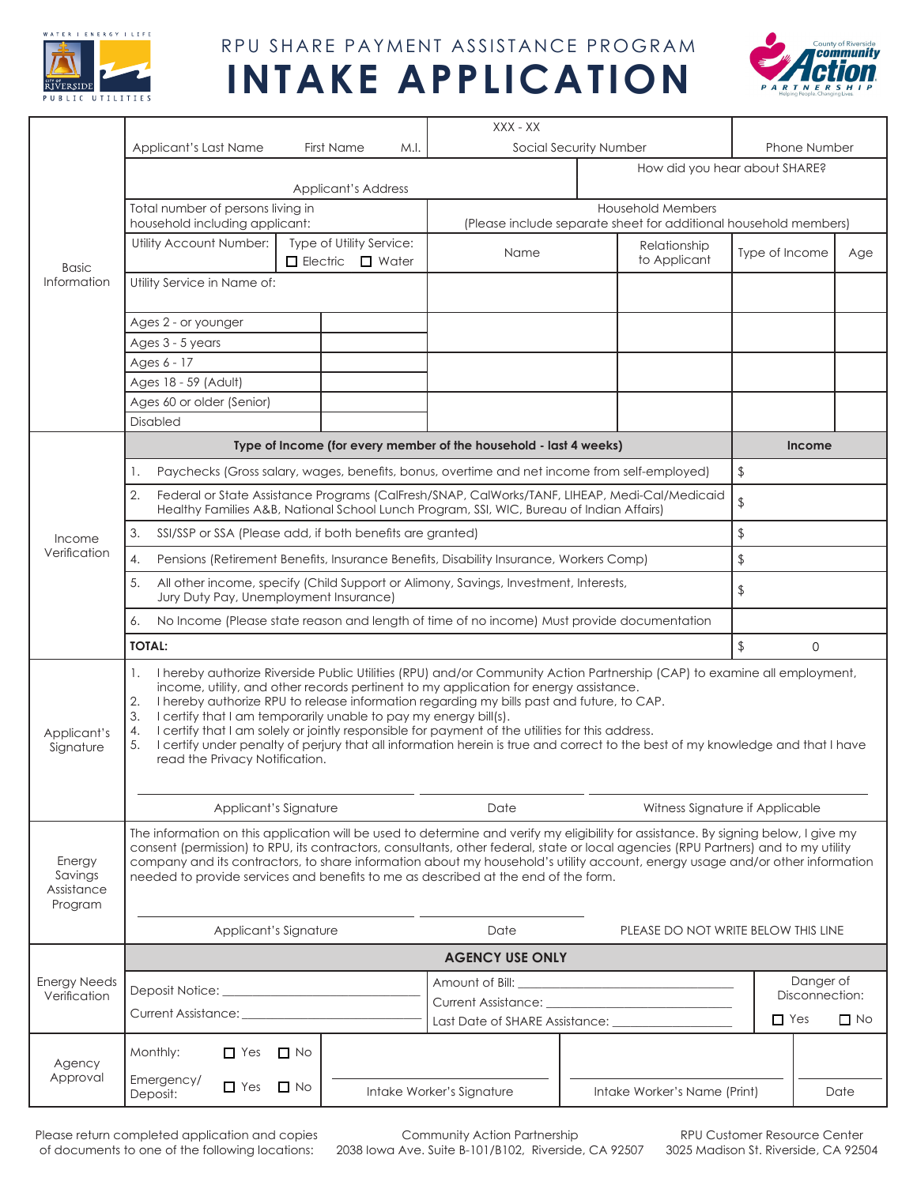WATER | ENERGY | LIFE
CITY OF RIVERSIDE
PUBLIC UTILITIES

# RPU SHARE PAYMENT ASSISTANCE PROGRAM
# INTAKE APPLICATION

County of Riverside Community Action PARTNERSHIP — Helping People. Changing Lives.

## Basic Information

| Applicant's Last Name | First Name | M.I. | Social Security Number (XXX - XX) | Phone Number |
|---|---|---|---|---|
| | | | | |

| Applicant's Address | How did you hear about SHARE? |
|---|---|
| | |

Total number of persons living in household including applicant:

Household Members (Please include separate sheet for additional household members)

Utility Account Number:

Type of Utility Service: ☐ Electric ☐ Water

Utility Service in Name of:

| Ages 2 - or younger | |
|---|---|
| Ages 3 - 5 years | |
| Ages 6 - 17 | |
| Ages 18 - 59 (Adult) | |
| Ages 60 or older (Senior) | |
| Disabled | |

| Name | Relationship to Applicant | Type of Income | Age |
|---|---|---|---|
| | | | |
| | | | |
| | | | |
| | | | |

## Income Verification

| Type of Income (for every member of the household - last 4 weeks) | Income |
|---|---|
| 1. Paychecks (Gross salary, wages, benefits, bonus, overtime and net income from self-employed) | $ |
| 2. Federal or State Assistance Programs (CalFresh/SNAP, CalWorks/TANF, LIHEAP, Medi-Cal/Medicaid Healthy Families A&B, National School Lunch Program, SSI, WIC, Bureau of Indian Affairs) | $ |
| 3. SSI/SSP or SSA (Please add, if both benefits are granted) | $ |
| 4. Pensions (Retirement Benefits, Insurance Benefits, Disability Insurance, Workers Comp) | $ |
| 5. All other income, specify (Child Support or Alimony, Savings, Investment, Interests, Jury Duty Pay, Unemployment Insurance) | $ |
| 6. No Income (Please state reason and length of time of no income) Must provide documentation | |
| **TOTAL:** | $ 0 |

## Applicant's Signature

1. I hereby authorize Riverside Public Utilities (RPU) and/or Community Action Partnership (CAP) to examine all employment, income, utility, and other records pertinent to my application for energy assistance.
2. I hereby authorize RPU to release information regarding my bills past and future, to CAP.
3. I certify that I am temporarily unable to pay my energy bill(s).
4. I certify that I am solely or jointly responsible for payment of the utilities for this address.
5. I certify under penalty of perjury that all information herein is true and correct to the best of my knowledge and that I have read the Privacy Notification.

_______________________ Applicant's Signature ____________ Date _______________________ Witness Signature if Applicable

## Energy Savings Assistance Program

The information on this application will be used to determine and verify my eligibility for assistance. By signing below, I give my consent (permission) to RPU, its contractors, consultants, other federal, state or local agencies (RPU Partners) and to my utility company and its contractors, to share information about my household's utility account, energy usage and/or other information needed to provide services and benefits to me as described at the end of the form.

_______________________ Applicant's Signature ____________ Date

PLEASE DO NOT WRITE BELOW THIS LINE

## AGENCY USE ONLY

### Energy Needs Verification

Deposit Notice: _______________________

Current Assistance: _______________________

Amount of Bill: _______________________

Current Assistance: _______________________

Last Date of SHARE Assistance: _______________________

Danger of Disconnection: ☐ Yes ☐ No

### Agency Approval

Monthly: ☐ Yes ☐ No

Emergency/ Deposit: ☐ Yes ☐ No

_______________________ Intake Worker's Signature _______________________ Intake Worker's Name (Print) ____________ Date

Please return completed application and copies of documents to one of the following locations:

Community Action Partnership
2038 Iowa Ave. Suite B-101/B102, Riverside, CA 92507

RPU Customer Resource Center
3025 Madison St. Riverside, CA 92504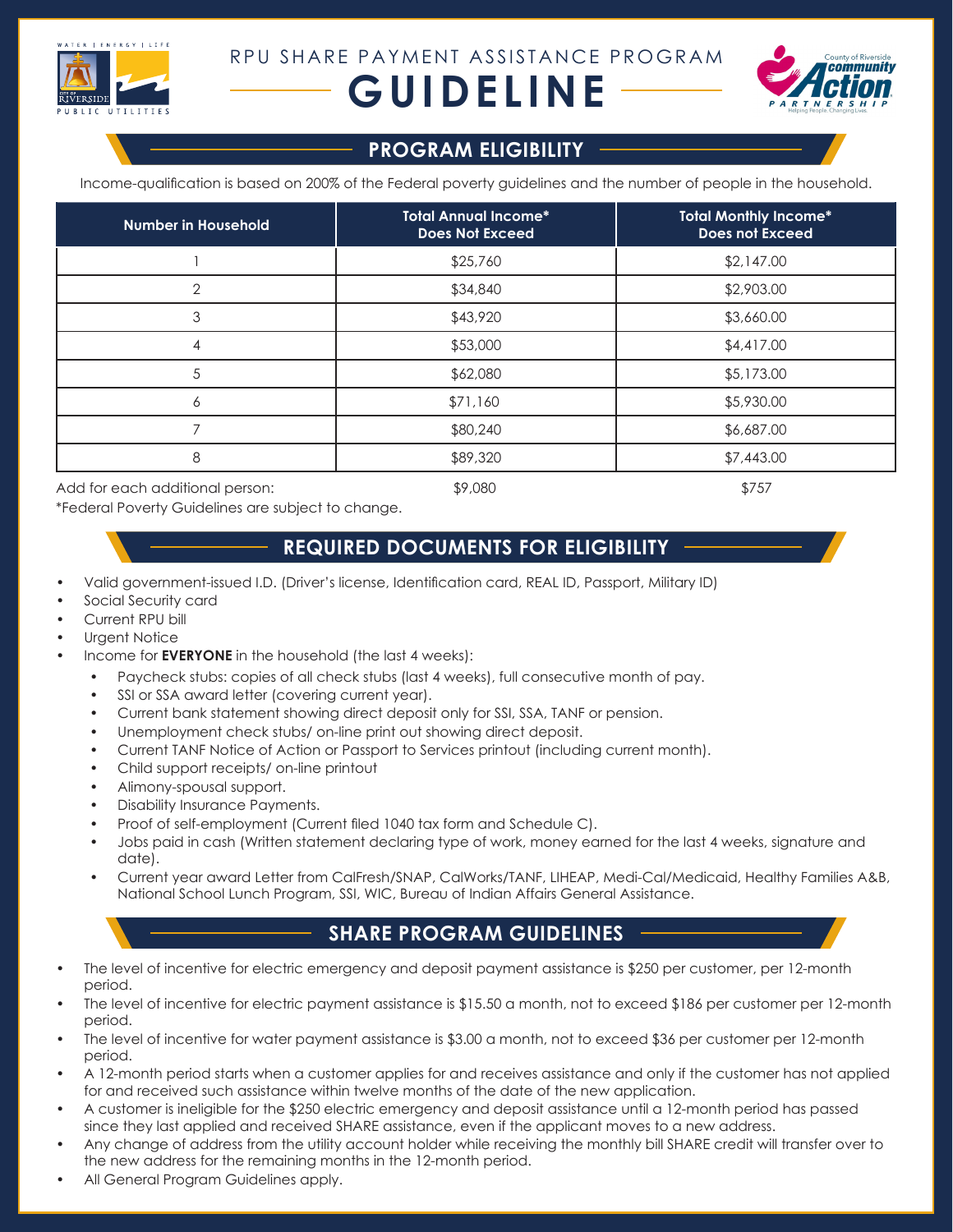RPU SHARE PAYMENT ASSISTANCE PROGRAM

# GUIDELINE

## PROGRAM ELIGIBILITY

Income-qualification is based on 200% of the Federal poverty guidelines and the number of people in the household.

| Number in Household | Total Annual Income* Does Not Exceed | Total Monthly Income* Does not Exceed |
|---|---|---|
| 1 | $25,760 | $2,147.00 |
| 2 | $34,840 | $2,903.00 |
| 3 | $43,920 | $3,660.00 |
| 4 | $53,000 | $4,417.00 |
| 5 | $62,080 | $5,173.00 |
| 6 | $71,160 | $5,930.00 |
| 7 | $80,240 | $6,687.00 |
| 8 | $89,320 | $7,443.00 |
| Add for each additional person: | $9,080 | $757 |

*Federal Poverty Guidelines are subject to change.

## REQUIRED DOCUMENTS FOR ELIGIBILITY

- Valid government-issued I.D. (Driver's license, Identification card, REAL ID, Passport, Military ID)
- Social Security card
- Current RPU bill
- Urgent Notice
- Income for **EVERYONE** in the household (the last 4 weeks):
  - Paycheck stubs: copies of all check stubs (last 4 weeks), full consecutive month of pay.
  - SSI or SSA award letter (covering current year).
  - Current bank statement showing direct deposit only for SSI, SSA, TANF or pension.
  - Unemployment check stubs/ on-line print out showing direct deposit.
  - Current TANF Notice of Action or Passport to Services printout (including current month).
  - Child support receipts/ on-line printout
  - Alimony-spousal support.
  - Disability Insurance Payments.
  - Proof of self-employment (Current filed 1040 tax form and Schedule C).
  - Jobs paid in cash (Written statement declaring type of work, money earned for the last 4 weeks, signature and date).
  - Current year award Letter from CalFresh/SNAP, CalWorks/TANF, LIHEAP, Medi-Cal/Medicaid, Healthy Families A&B, National School Lunch Program, SSI, WIC, Bureau of Indian Affairs General Assistance.

## SHARE PROGRAM GUIDELINES

- The level of incentive for electric emergency and deposit payment assistance is $250 per customer, per 12-month period.
- The level of incentive for electric payment assistance is $15.50 a month, not to exceed $186 per customer per 12-month period.
- The level of incentive for water payment assistance is $3.00 a month, not to exceed $36 per customer per 12-month period.
- A 12-month period starts when a customer applies for and receives assistance and only if the customer has not applied for and received such assistance within twelve months of the date of the new application.
- A customer is ineligible for the $250 electric emergency and deposit assistance until a 12-month period has passed since they last applied and received SHARE assistance, even if the applicant moves to a new address.
- Any change of address from the utility account holder while receiving the monthly bill SHARE credit will transfer over to the new address for the remaining months in the 12-month period.
- All General Program Guidelines apply.